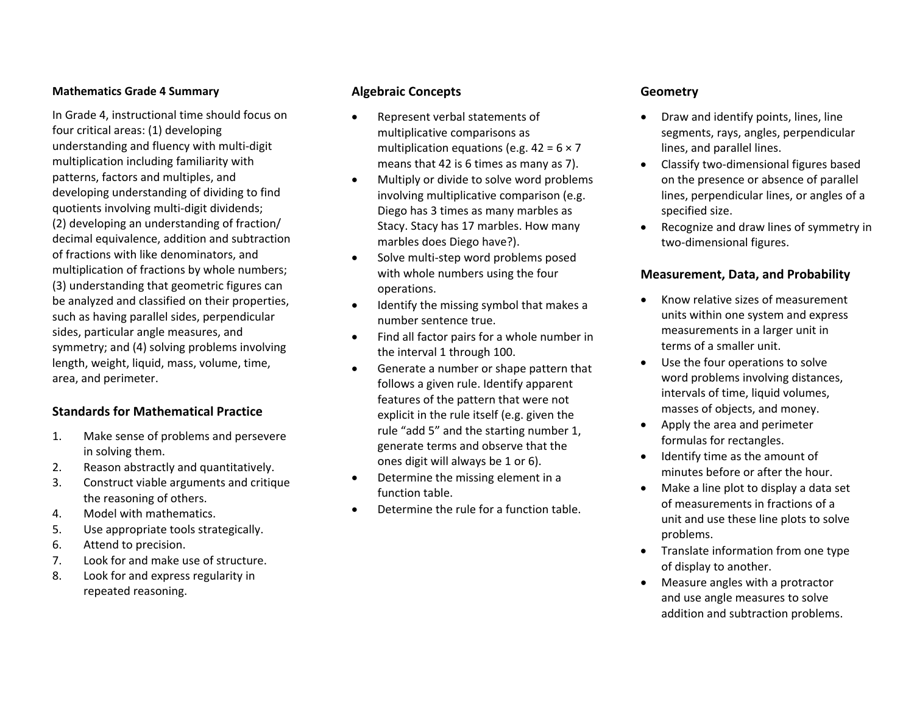**Mathematics Grade 4 Summary**

In Grade 4, instructional time should focus on four critical areas: (1) developing understanding and fluency with multi-digit multiplication including familiarity with patterns, factors and multiples, and developing understanding of dividing to find quotients involving multi-digit dividends; (2) developing an understanding of fraction/ decimal equivalence, addition and subtraction of fractions with like denominators, and multiplication of fractions by whole numbers; (3) understanding that geometric figures can be analyzed and classified on their properties, such as having parallel sides, perpendicular sides, particular angle measures, and symmetry; and (4) solving problems involving length, weight, liquid, mass, volume, time, area, and perimeter.

## Standards for Mathematical Practice

1. Make sense of problems and persevere in solving them.
2. Reason abstractly and quantitatively.
3. Construct viable arguments and critique the reasoning of others.
4. Model with mathematics.
5. Use appropriate tools strategically.
6. Attend to precision.
7. Look for and make use of structure.
8. Look for and express regularity in repeated reasoning.

## Algebraic Concepts

- Represent verbal statements of multiplicative comparisons as multiplication equations (e.g. $42 = 6 \times 7$ means that 42 is 6 times as many as 7).
- Multiply or divide to solve word problems involving multiplicative comparison (e.g. Diego has 3 times as many marbles as Stacy. Stacy has 17 marbles. How many marbles does Diego have?).
- Solve multi-step word problems posed with whole numbers using the four operations.
- Identify the missing symbol that makes a number sentence true.
- Find all factor pairs for a whole number in the interval 1 through 100.
- Generate a number or shape pattern that follows a given rule. Identify apparent features of the pattern that were not explicit in the rule itself (e.g. given the rule "add 5" and the starting number 1, generate terms and observe that the ones digit will always be 1 or 6).
- Determine the missing element in a function table.
- Determine the rule for a function table.

## Geometry

- Draw and identify points, lines, line segments, rays, angles, perpendicular lines, and parallel lines.
- Classify two-dimensional figures based on the presence or absence of parallel lines, perpendicular lines, or angles of a specified size.
- Recognize and draw lines of symmetry in two-dimensional figures.

## Measurement, Data, and Probability

- Know relative sizes of measurement units within one system and express measurements in a larger unit in terms of a smaller unit.
- Use the four operations to solve word problems involving distances, intervals of time, liquid volumes, masses of objects, and money.
- Apply the area and perimeter formulas for rectangles.
- Identify time as the amount of minutes before or after the hour.
- Make a line plot to display a data set of measurements in fractions of a unit and use these line plots to solve problems.
- Translate information from one type of display to another.
- Measure angles with a protractor and use angle measures to solve addition and subtraction problems.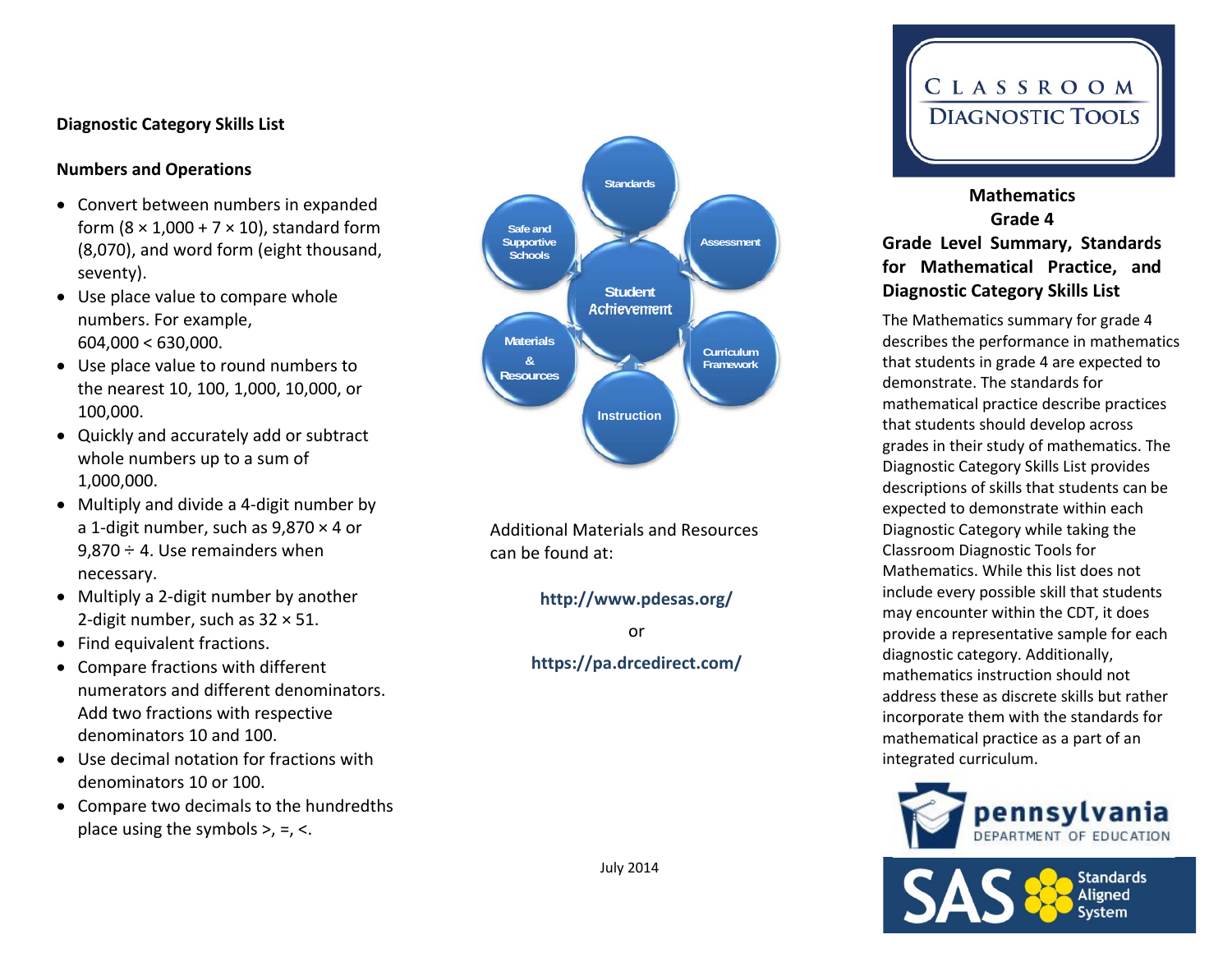## Diagnostic Category Skills List

### Numbers and Operations

- Convert between numbers in expanded form (8 × 1,000 + 7 × 10), standard form (8,070), and word form (eight thousand, seventy).
- Use place value to compare whole numbers. For example, 604,000 < 630,000.
- Use place value to round numbers to the nearest 10, 100, 1,000, 10,000, or 100,000.
- Quickly and accurately add or subtract whole numbers up to a sum of 1,000,000.
- Multiply and divide a 4-digit number by a 1-digit number, such as 9,870 × 4 or 9,870 ÷ 4. Use remainders when necessary.
- Multiply a 2-digit number by another 2-digit number, such as 32 × 51.
- Find equivalent fractions.
- Compare fractions with different numerators and different denominators. Add two fractions with respective denominators 10 and 100.
- Use decimal notation for fractions with denominators 10 or 100.
- Compare two decimals to the hundredths place using the symbols >, =, <.

Standards

Safe and Supportive Schools

Assessment

Student Achievement

Materials & Resources

Curriculum Framework

Instruction

Additional Materials and Resources can be found at:

**http://www.pdesas.org/**

or

**https://pa.drcedirect.com/**

July 2014

CLASSROOM DIAGNOSTIC TOOLS

**Mathematics**
**Grade 4**
**Grade Level Summary, Standards for Mathematical Practice, and Diagnostic Category Skills List**

The Mathematics summary for grade 4 describes the performance in mathematics that students in grade 4 are expected to demonstrate. The standards for mathematical practice describe practices that students should develop across grades in their study of mathematics. The Diagnostic Category Skills List provides descriptions of skills that students can be expected to demonstrate within each Diagnostic Category while taking the Classroom Diagnostic Tools for Mathematics. While this list does not include every possible skill that students may encounter within the CDT, it does provide a representative sample for each diagnostic category. Additionally, mathematics instruction should not address these as discrete skills but rather incorporate them with the standards for mathematical practice as a part of an integrated curriculum.

pennsylvania
DEPARTMENT OF EDUCATION

SAS Standards Aligned System